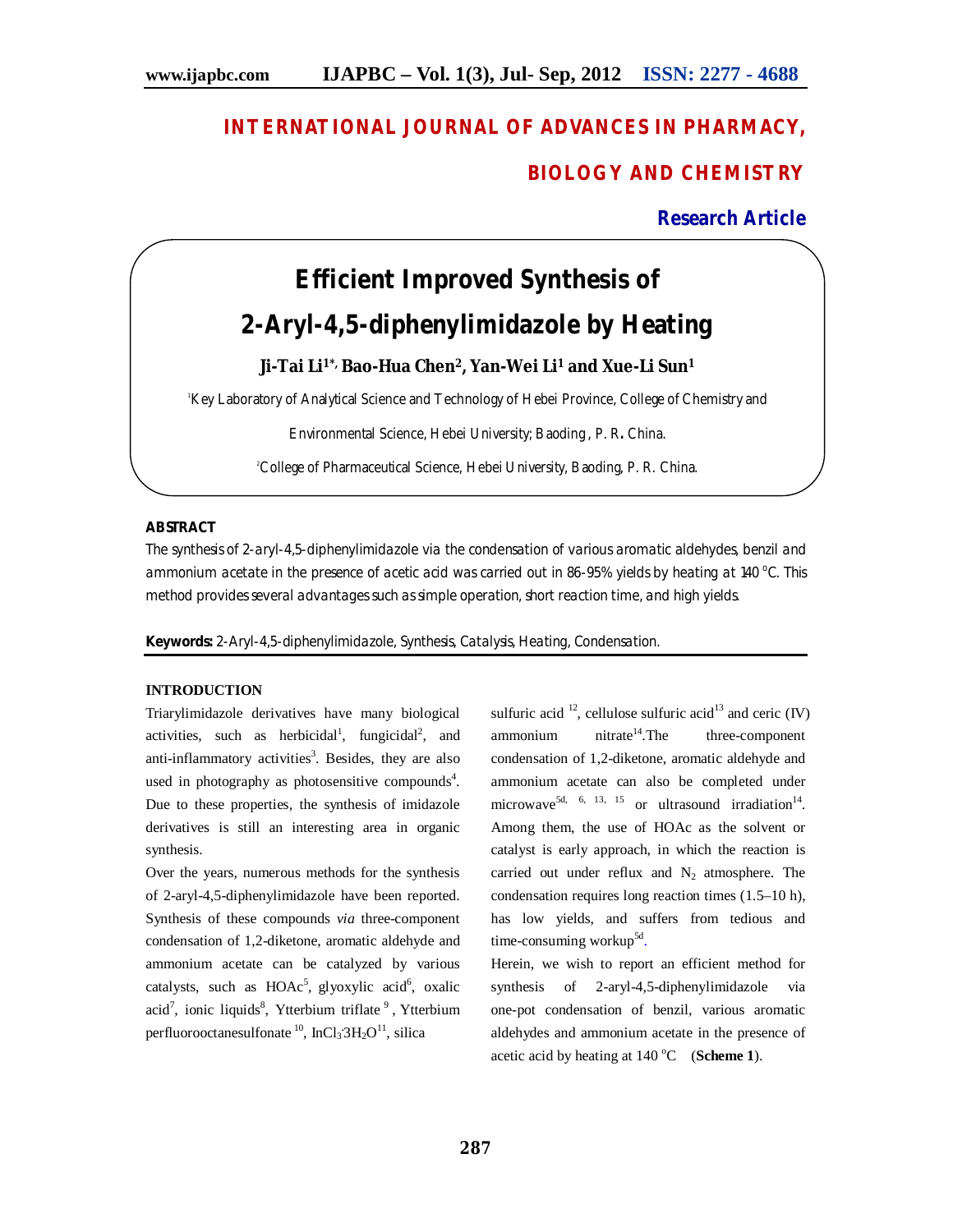INTERNATIONAL JOURNAL OF ADVANCES IN PHARMACY, BIOLOGY AND CHEMISTRY

**Research Article**

# Efficient Improved Synthesis of 2-Aryl-4,5-diphenylimidazole by Heating

**Ji-Tai Li[1*], Bao-Hua Chen[2], Yan-Wei Li[1] and Xue-Li Sun[1]**

[1]Key Laboratory of Analytical Science and Technology of Hebei Province, College of Chemistry and Environmental Science, Hebei University; Baoding, P. R. China.

[2]College of Pharmaceutical Science, Hebei University, Baoding, P. R. China.

## ABSTRACT

The synthesis of 2-aryl-4,5-diphenylimidazole via the condensation of various aromatic aldehydes, benzil and ammonium acetate in the presence of acetic acid was carried out in 86-95% yields by heating at 140 °C. This method provides several advantages such as simple operation, short reaction time, and high yields.

**Keywords:** 2-Aryl-4,5-diphenylimidazole, Synthesis, Catalysis, Heating, Condensation.

## INTRODUCTION

Triarylimidazole derivatives have many biological activities, such as herbicidal[1], fungicidal[2], and anti-inflammatory activities[3]. Besides, they are also used in photography as photosensitive compounds[4]. Due to these properties, the synthesis of imidazole derivatives is still an interesting area in organic synthesis.

Over the years, numerous methods for the synthesis of 2-aryl-4,5-diphenylimidazole have been reported. Synthesis of these compounds *via* three-component condensation of 1,2-diketone, aromatic aldehyde and ammonium acetate can be catalyzed by various catalysts, such as HOAc[5], glyoxylic acid[6], oxalic acid[7], ionic liquids[8], Ytterbium triflate[9], Ytterbium perfluorooctanesulfonate[10], $InCl_3 \cdot 3H_2O$[11], silica sulfuric acid[12], cellulose sulfuric acid[13] and ceric (IV) ammonium nitrate[14]. The three-component condensation of 1,2-diketone, aromatic aldehyde and ammonium acetate can also be completed under microwave[5d, 6, 13, 15] or ultrasound irradiation[14]. Among them, the use of HOAc as the solvent or catalyst is early approach, in which the reaction is carried out under reflux and $N_2$ atmosphere. The condensation requires long reaction times (1.5–10 h), has low yields, and suffers from tedious and time-consuming workup[5d].

Herein, we wish to report an efficient method for synthesis of 2-aryl-4,5-diphenylimidazole via one-pot condensation of benzil, various aromatic aldehydes and ammonium acetate in the presence of acetic acid by heating at 140 °C (**Scheme 1**).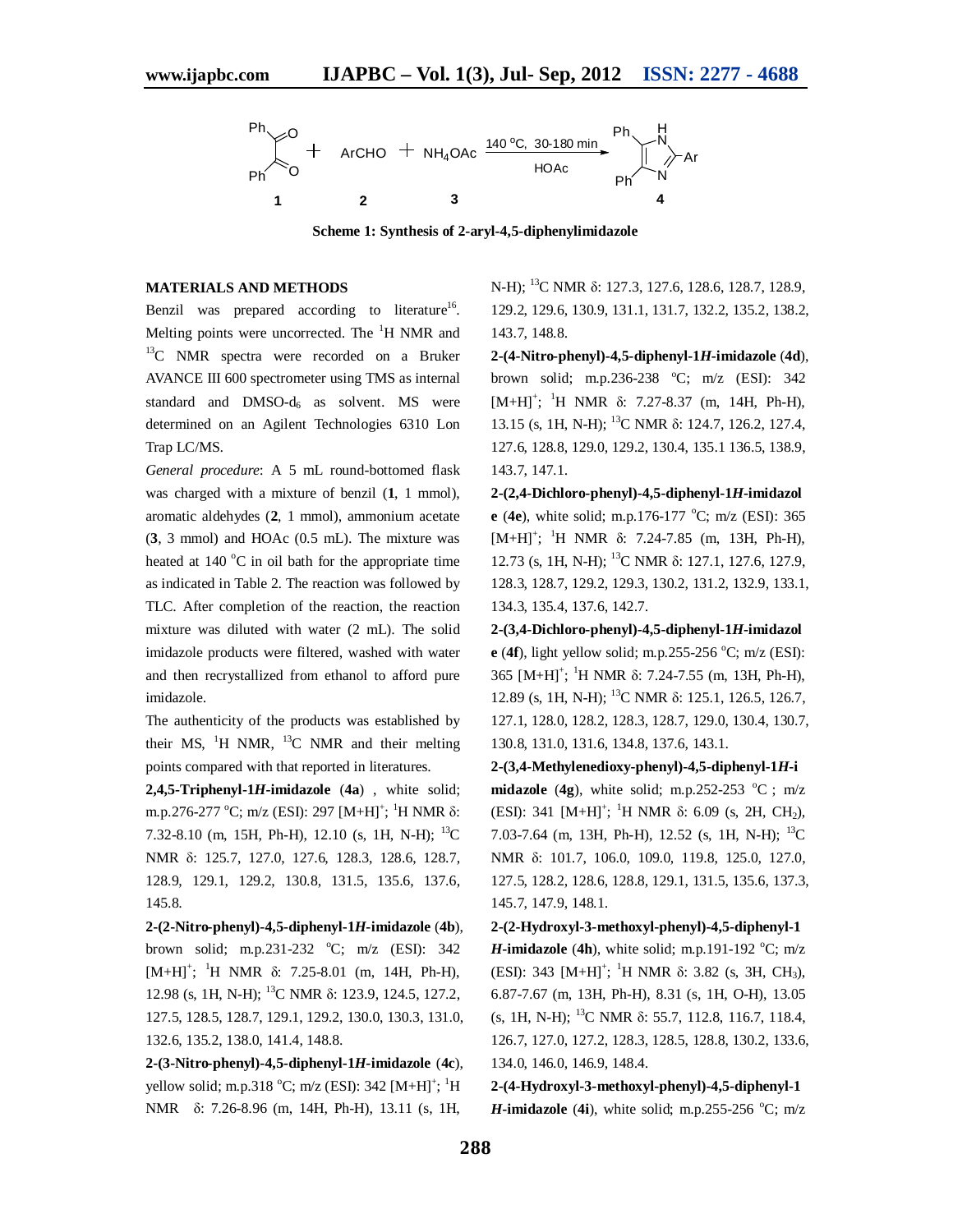Scheme 1: Synthesis of 2-aryl-4,5-diphenylimidazole

## MATERIALS AND METHODS

Benzil was prepared according to literature[16]. Melting points were uncorrected. The $^{1}$H NMR and $^{13}$C NMR spectra were recorded on a Bruker AVANCE III 600 spectrometer using TMS as internal standard and DMSO-$d_6$ as solvent. MS were determined on an Agilent Technologies 6310 Lon Trap LC/MS.

*General procedure*: A 5 mL round-bottomed flask was charged with a mixture of benzil (**1**, 1 mmol), aromatic aldehydes (**2**, 1 mmol), ammonium acetate (**3**, 3 mmol) and HOAc (0.5 mL). The mixture was heated at 140 °C in oil bath for the appropriate time as indicated in Table 2. The reaction was followed by TLC. After completion of the reaction, the reaction mixture was diluted with water (2 mL). The solid imidazole products were filtered, washed with water and then recrystallized from ethanol to afford pure imidazole.

The authenticity of the products was established by their MS, $^{1}$H NMR, $^{13}$C NMR and their melting points compared with that reported in literatures.

**2,4,5-Triphenyl-1*H*-imidazole** (**4a**) , white solid; m.p.276-277 °C; m/z (ESI): 297 $[M+H]^+$; $^{1}$H NMR δ: 7.32-8.10 (m, 15H, Ph-H), 12.10 (s, 1H, N-H); $^{13}$C NMR δ: 125.7, 127.0, 127.6, 128.3, 128.6, 128.7, 128.9, 129.1, 129.2, 130.8, 131.5, 135.6, 137.6, 145.8.

**2-(2-Nitro-phenyl)-4,5-diphenyl-1*H*-imidazole** (**4b**), brown solid; m.p.231-232 °C; m/z (ESI): 342 $[M+H]^+$; $^{1}$H NMR δ: 7.25-8.01 (m, 14H, Ph-H), 12.98 (s, 1H, N-H); $^{13}$C NMR δ: 123.9, 124.5, 127.2, 127.5, 128.5, 128.7, 129.1, 129.2, 130.0, 130.3, 131.0, 132.6, 135.2, 138.0, 141.4, 148.8.

**2-(3-Nitro-phenyl)-4,5-diphenyl-1*H*-imidazole** (**4c**), yellow solid; m.p.318 °C; m/z (ESI): 342 $[M+H]^+$; $^{1}$H NMR δ: 7.26-8.96 (m, 14H, Ph-H), 13.11 (s, 1H, N-H); $^{13}$C NMR δ: 127.3, 127.6, 128.6, 128.7, 128.9, 129.2, 129.6, 130.9, 131.1, 131.7, 132.2, 135.2, 138.2, 143.7, 148.8.

**2-(4-Nitro-phenyl)-4,5-diphenyl-1*H*-imidazole** (**4d**), brown solid; m.p.236-238 °C; m/z (ESI): 342 $[M+H]^+$; $^{1}$H NMR δ: 7.27-8.37 (m, 14H, Ph-H), 13.15 (s, 1H, N-H); $^{13}$C NMR δ: 124.7, 126.2, 127.4, 127.6, 128.8, 129.0, 129.2, 130.4, 135.1 136.5, 138.9, 143.7, 147.1.

**2-(2,4-Dichloro-phenyl)-4,5-diphenyl-1*H*-imidazole** (**4e**), white solid; m.p.176-177 °C; m/z (ESI): 365 $[M+H]^+$; $^{1}$H NMR δ: 7.24-7.85 (m, 13H, Ph-H), 12.73 (s, 1H, N-H); $^{13}$C NMR δ: 127.1, 127.6, 127.9, 128.3, 128.7, 129.2, 129.3, 130.2, 131.2, 132.9, 133.1, 134.3, 135.4, 137.6, 142.7.

**2-(3,4-Dichloro-phenyl)-4,5-diphenyl-1*H*-imidazole** (**4f**), light yellow solid; m.p.255-256 °C; m/z (ESI): 365 $[M+H]^+$; $^{1}$H NMR δ: 7.24-7.55 (m, 13H, Ph-H), 12.89 (s, 1H, N-H); $^{13}$C NMR δ: 125.1, 126.5, 126.7, 127.1, 128.0, 128.2, 128.3, 128.7, 129.0, 130.4, 130.7, 130.8, 131.0, 131.6, 134.8, 137.6, 143.1.

**2-(3,4-Methylenedioxy-phenyl)-4,5-diphenyl-1*H*-imidazole** (**4g**), white solid; m.p.252-253 °C ; m/z (ESI): 341 $[M+H]^+$; $^{1}$H NMR δ: 6.09 (s, 2H, $CH_2$), 7.03-7.64 (m, 13H, Ph-H), 12.52 (s, 1H, N-H); $^{13}$C NMR δ: 101.7, 106.0, 109.0, 119.8, 125.0, 127.0, 127.5, 128.2, 128.6, 128.8, 129.1, 131.5, 135.6, 137.3, 145.7, 147.9, 148.1.

**2-(2-Hydroxyl-3-methoxyl-phenyl)-4,5-diphenyl-1*H*-imidazole** (**4h**), white solid; m.p.191-192 °C; m/z (ESI): 343 $[M+H]^+$; $^{1}$H NMR δ: 3.82 (s, 3H, $CH_3$), 6.87-7.67 (m, 13H, Ph-H), 8.31 (s, 1H, O-H), 13.05 (s, 1H, N-H); $^{13}$C NMR δ: 55.7, 112.8, 116.7, 118.4, 126.7, 127.0, 127.2, 128.3, 128.5, 128.8, 130.2, 133.6, 134.0, 146.0, 146.9, 148.4.

**2-(4-Hydroxyl-3-methoxyl-phenyl)-4,5-diphenyl-1*H*-imidazole** (**4i**), white solid; m.p.255-256 °C; m/z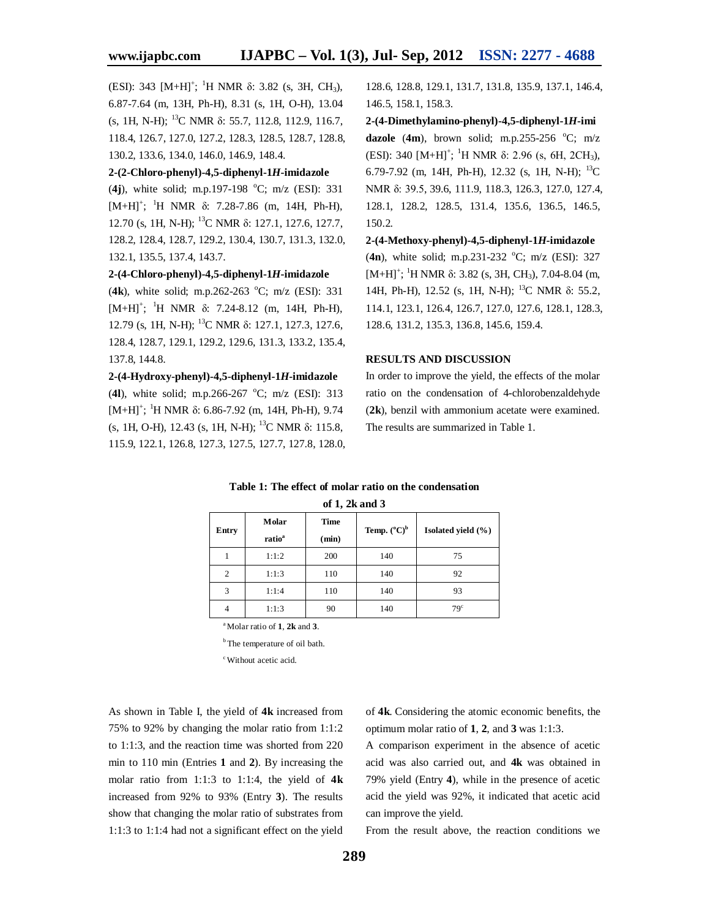(ESI): 343 $[M+H]^+$; $^1H$ NMR δ: 3.82 (s, 3H, $CH_3$), 6.87-7.64 (m, 13H, Ph-H), 8.31 (s, 1H, O-H), 13.04 (s, 1H, N-H); $^{13}C$ NMR δ: 55.7, 112.8, 112.9, 116.7, 118.4, 126.7, 127.0, 127.2, 128.3, 128.5, 128.7, 128.8, 130.2, 133.6, 134.0, 146.0, 146.9, 148.4.

**2-(2-Chloro-phenyl)-4,5-diphenyl-1*H*-imidazole** (**4j**), white solid; m.p.197-198 °C; m/z (ESI): 331 $[M+H]^+$; $^1H$ NMR δ: 7.28-7.86 (m, 14H, Ph-H), 12.70 (s, 1H, N-H); $^{13}C$ NMR δ: 127.1, 127.6, 127.7, 128.2, 128.4, 128.7, 129.2, 130.4, 130.7, 131.3, 132.0, 132.1, 135.5, 137.4, 143.7.

**2-(4-Chloro-phenyl)-4,5-diphenyl-1*H*-imidazole** (**4k**), white solid; m.p.262-263 °C; m/z (ESI): 331 $[M+H]^+$; $^1H$ NMR δ: 7.24-8.12 (m, 14H, Ph-H), 12.79 (s, 1H, N-H); $^{13}C$ NMR δ: 127.1, 127.3, 127.6, 128.4, 128.7, 129.1, 129.2, 129.6, 131.3, 133.2, 135.4, 137.8, 144.8.

**2-(4-Hydroxy-phenyl)-4,5-diphenyl-1*H*-imidazole** (**4l**), white solid; m.p.266-267 °C; m/z (ESI): 313 $[M+H]^+$; $^1H$ NMR δ: 6.86-7.92 (m, 14H, Ph-H), 9.74 (s, 1H, O-H), 12.43 (s, 1H, N-H); $^{13}C$ NMR δ: 115.8, 115.9, 122.1, 126.8, 127.3, 127.5, 127.7, 127.8, 128.0, 128.6, 128.8, 129.1, 131.7, 131.8, 135.9, 137.1, 146.4, 146.5, 158.1, 158.3.

**2-(4-Dimethylamino-phenyl)-4,5-diphenyl-1*H*-imidazole** (**4m**), brown solid; m.p.255-256 °C; m/z (ESI): 340 $[M+H]^+$; $^1H$ NMR δ: 2.96 (s, 6H, $2CH_3$), 6.79-7.92 (m, 14H, Ph-H), 12.32 (s, 1H, N-H); $^{13}C$ NMR δ: 39.5, 39.6, 111.9, 118.3, 126.3, 127.0, 127.4, 128.1, 128.2, 128.5, 131.4, 135.6, 136.5, 146.5, 150.2.

**2-(4-Methoxy-phenyl)-4,5-diphenyl-1*H*-imidazole** (**4n**), white solid; m.p.231-232 °C; m/z (ESI): 327 $[M+H]^+$; $^1H$ NMR δ: 3.82 (s, 3H, $CH_3$), 7.04-8.04 (m, 14H, Ph-H), 12.52 (s, 1H, N-H); $^{13}C$ NMR δ: 55.2, 114.1, 123.1, 126.4, 126.7, 127.0, 127.6, 128.1, 128.3, 128.6, 131.2, 135.3, 136.8, 145.6, 159.4.

## RESULTS AND DISCUSSION

In order to improve the yield, the effects of the molar ratio on the condensation of 4-chlorobenzaldehyde (**2k**), benzil with ammonium acetate were examined. The results are summarized in Table 1.

**Table 1: The effect of molar ratio on the condensation of 1, 2k and 3**

| Entry | Molar ratio[a] | Time (min) | Temp. (°C)[b] | Isolated yield (%) |
|---|---|---|---|---|
| 1 | 1:1:2 | 200 | 140 | 75 |
| 2 | 1:1:3 | 110 | 140 | 92 |
| 3 | 1:1:4 | 110 | 140 | 93 |
| 4 | 1:1:3 | 90 | 140 | 79[c] |

[a] Molar ratio of **1**, **2k** and **3**.

[b] The temperature of oil bath.

[c] Without acetic acid.

As shown in Table I, the yield of **4k** increased from 75% to 92% by changing the molar ratio from 1:1:2 to 1:1:3, and the reaction time was shorted from 220 min to 110 min (Entries **1** and **2**). By increasing the molar ratio from 1:1:3 to 1:1:4, the yield of **4k** increased from 92% to 93% (Entry **3**). The results show that changing the molar ratio of substrates from 1:1:3 to 1:1:4 had not a significant effect on the yield of **4k**. Considering the atomic economic benefits, the optimum molar ratio of **1**, **2**, and **3** was 1:1:3.

A comparison experiment in the absence of acetic acid was also carried out, and **4k** was obtained in 79% yield (Entry **4**), while in the presence of acetic acid the yield was 92%, it indicated that acetic acid can improve the yield.

From the result above, the reaction conditions we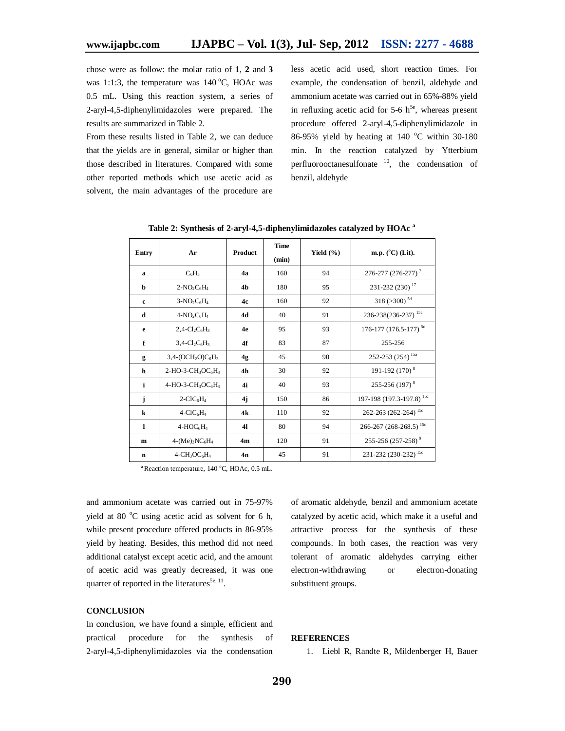chose were as follow: the molar ratio of **1**, **2** and **3** was 1:1:3, the temperature was 140 °C, HOAc was 0.5 mL. Using this reaction system, a series of 2-aryl-4,5-diphenylimidazoles were prepared. The results are summarized in Table 2.

From these results listed in Table 2, we can deduce that the yields are in general, similar or higher than those described in literatures. Compared with some other reported methods which use acetic acid as solvent, the main advantages of the procedure are less acetic acid used, short reaction times. For example, the condensation of benzil, aldehyde and ammonium acetate was carried out in 65%-88% yield in refluxing acetic acid for 5-6 h[5e], whereas present procedure offered 2-aryl-4,5-diphenylimidazole in 86-95% yield by heating at 140 °C within 30-180 min. In the reaction catalyzed by Ytterbium perfluorooctanesulfonate [10], the condensation of benzil, aldehyde and ammonium acetate was carried out in 75-97% yield at 80 °C using acetic acid as solvent for 6 h, while present procedure offered products in 86-95% yield by heating. Besides, this method did not need additional catalyst except acetic acid, and the amount of acetic acid was greatly decreased, it was one quarter of reported in the literatures[5e, 11].

**Table 2: Synthesis of 2-aryl-4,5-diphenylimidazoles catalyzed by HOAc [a]**

| Entry | Ar | Product | Time (min) | Yield (%) | m.p. (°C) (Lit). |
|---|---|---|---|---|---|
| **a** | $C_6H_5$ | **4a** | 160 | 94 | 276-277 (276-277) [7] |
| **b** | $2\text{-}NO_2C_6H_4$ | **4b** | 180 | 95 | 231-232 (230) [17] |
| **c** | $3\text{-}NO_2C_6H_4$ | **4c** | 160 | 92 | 318 (>300) [5d] |
| **d** | $4\text{-}NO_2C_6H_4$ | **4d** | 40 | 91 | 236-238(236-237) [15c] |
| **e** | $2,4\text{-}Cl_2C_6H_3$ | **4e** | 95 | 93 | 176-177 (176.5-177) [5c] |
| **f** | $3,4\text{-}Cl_2C_6H_3$ | **4f** | 83 | 87 | 255-256 |
| **g** | $3,4\text{-}(OCH_2O)C_6H_3$ | **4g** | 45 | 90 | 252-253 (254) [15a] |
| **h** | $2\text{-}HO\text{-}3\text{-}CH_3OC_6H_3$ | **4h** | 30 | 92 | 191-192 (170) [8] |
| **i** | $4\text{-}HO\text{-}3\text{-}CH_3OC_6H_3$ | **4i** | 40 | 93 | 255-256 (197) [8] |
| **j** | $2\text{-}ClC_6H_4$ | **4j** | 150 | 86 | 197-198 (197.3-197.8) [15c] |
| **k** | $4\text{-}ClC_6H_4$ | **4k** | 110 | 92 | 262-263 (262-264) [15c] |
| **l** | $4\text{-}HOC_6H_4$ | **4l** | 80 | 94 | 266-267 (268-268.5) [15c] |
| **m** | $4\text{-}(Me)_2NC_6H_4$ | **4m** | 120 | 91 | 255-256 (257-258) [9] |
| **n** | $4\text{-}CH_3OC_6H_4$ | **4n** | 45 | 91 | 231-232 (230-232) [15c] |

[a] Reaction temperature, 140 °C, HOAc, 0.5 mL.

## CONCLUSION

In conclusion, we have found a simple, efficient and practical procedure for the synthesis of 2-aryl-4,5-diphenylimidazoles via the condensation of aromatic aldehyde, benzil and ammonium acetate catalyzed by acetic acid, which make it a useful and attractive process for the synthesis of these compounds. In both cases, the reaction was very tolerant of aromatic aldehydes carrying either electron-withdrawing or electron-donating substituent groups.

## REFERENCES

1. Liebl R, Randte R, Mildenberger H, Bauer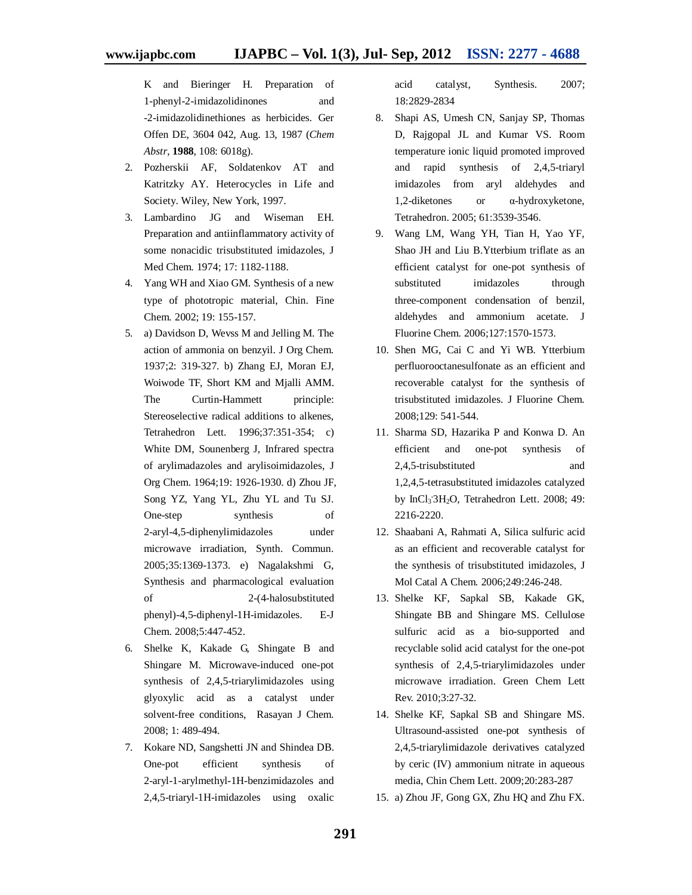K and Bieringer H. Preparation of 1-phenyl-2-imidazolidinones and -2-imidazolidinethiones as herbicides. Ger Offen DE, 3604 042, Aug. 13, 1987 (*Chem Abstr*, **1988**, 108: 6018g).

2. Pozherskii AF, Soldatenkov AT and Katritzky AY. Heterocycles in Life and Society. Wiley, New York, 1997.
3. Lambardino JG and Wiseman EH. Preparation and antiinflammatory activity of some nonacidic trisubstituted imidazoles, J Med Chem. 1974; 17: 1182-1188.
4. Yang WH and Xiao GM. Synthesis of a new type of phototropic material, Chin. Fine Chem. 2002; 19: 155-157.
5. a) Davidson D, Wevss M and Jelling M. The action of ammonia on benzyil. J Org Chem. 1937;2: 319-327. b) Zhang EJ, Moran EJ, Woiwode TF, Short KM and Mjalli AMM. The Curtin-Hammett principle: Stereoselective radical additions to alkenes, Tetrahedron Lett. 1996;37:351-354; c) White DM, Sounenberg J, Infrared spectra of arylimadazoles and arylisoimidazoles, J Org Chem. 1964;19: 1926-1930. d) Zhou JF, Song YZ, Yang YL, Zhu YL and Tu SJ. One-step synthesis of 2-aryl-4,5-diphenylimidazoles under microwave irradiation, Synth. Commun. 2005;35:1369-1373. e) Nagalakshmi G, Synthesis and pharmacological evaluation of 2-(4-halosubstituted phenyl)-4,5-diphenyl-1H-imidazoles. E-J Chem. 2008;5:447-452.
6. Shelke K, Kakade G, Shingate B and Shingare M. Microwave-induced one-pot synthesis of 2,4,5-triarylimidazoles using glyoxylic acid as a catalyst under solvent-free conditions, Rasayan J Chem. 2008; 1: 489-494.
7. Kokare ND, Sangshetti JN and Shindea DB. One-pot efficient synthesis of 2-aryl-1-arylmethyl-1H-benzimidazoles and 2,4,5-triaryl-1H-imidazoles using oxalic acid catalyst, Synthesis. 2007; 18:2829-2834
8. Shapi AS, Umesh CN, Sanjay SP, Thomas D, Rajgopal JL and Kumar VS. Room temperature ionic liquid promoted improved and rapid synthesis of 2,4,5-triaryl imidazoles from aryl aldehydes and 1,2-diketones or α-hydroxyketone, Tetrahedron. 2005; 61:3539-3546.
9. Wang LM, Wang YH, Tian H, Yao YF, Shao JH and Liu B.Ytterbium triflate as an efficient catalyst for one-pot synthesis of substituted imidazoles through three-component condensation of benzil, aldehydes and ammonium acetate. J Fluorine Chem. 2006;127:1570-1573.
10. Shen MG, Cai C and Yi WB. Ytterbium perfluorooctanesulfonate as an efficient and recoverable catalyst for the synthesis of trisubstituted imidazoles. J Fluorine Chem. 2008;129: 541-544.
11. Sharma SD, Hazarika P and Konwa D. An efficient and one-pot synthesis of 2,4,5-trisubstituted and 1,2,4,5-tetrasubstituted imidazoles catalyzed by $InCl_3{\cdot}3H_2O$, Tetrahedron Lett. 2008; 49: 2216-2220.
12. Shaabani A, Rahmati A, Silica sulfuric acid as an efficient and recoverable catalyst for the synthesis of trisubstituted imidazoles, J Mol Catal A Chem. 2006;249:246-248.
13. Shelke KF, Sapkal SB, Kakade GK, Shingate BB and Shingare MS. Cellulose sulfuric acid as a bio-supported and recyclable solid acid catalyst for the one-pot synthesis of 2,4,5-triarylimidazoles under microwave irradiation. Green Chem Lett Rev. 2010;3:27-32.
14. Shelke KF, Sapkal SB and Shingare MS. Ultrasound-assisted one-pot synthesis of 2,4,5-triarylimidazole derivatives catalyzed by ceric (IV) ammonium nitrate in aqueous media, Chin Chem Lett. 2009;20:283-287
15. a) Zhou JF, Gong GX, Zhu HQ and Zhu FX.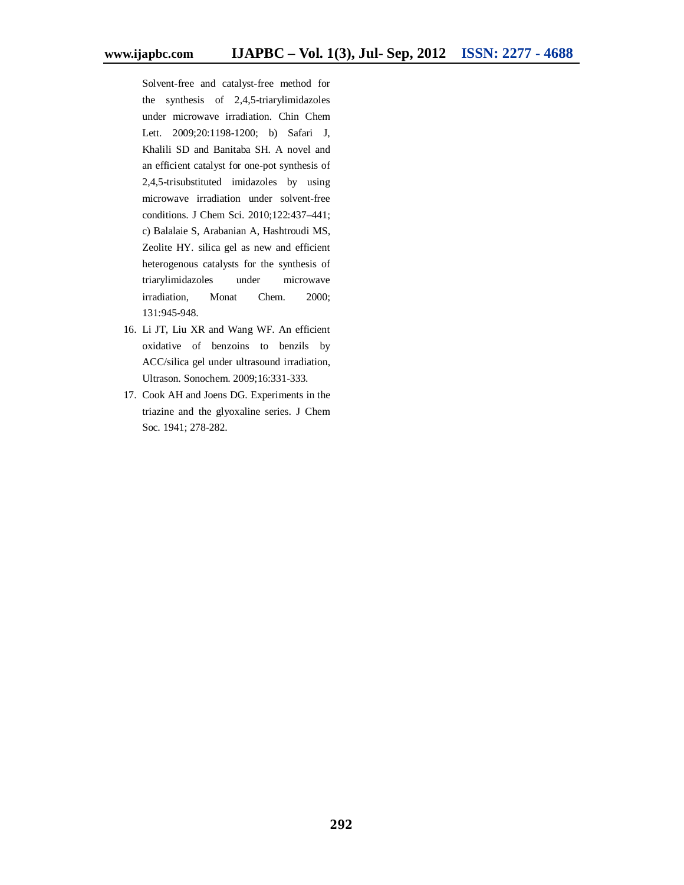Solvent-free and catalyst-free method for the synthesis of 2,4,5-triarylimidazoles under microwave irradiation. Chin Chem Lett. 2009;20:1198-1200; b) Safari J, Khalili SD and Banitaba SH. A novel and an efficient catalyst for one-pot synthesis of 2,4,5-trisubstituted imidazoles by using microwave irradiation under solvent-free conditions. J Chem Sci. 2010;122:437–441; c) Balalaie S, Arabanian A, Hashtroudi MS, Zeolite HY. silica gel as new and efficient heterogenous catalysts for the synthesis of triarylimidazoles under microwave irradiation, Monat Chem. 2000; 131:945-948.

16. Li JT, Liu XR and Wang WF. An efficient oxidative of benzoins to benzils by ACC/silica gel under ultrasound irradiation, Ultrason. Sonochem. 2009;16:331-333.
17. Cook AH and Joens DG. Experiments in the triazine and the glyoxaline series. J Chem Soc. 1941; 278-282.